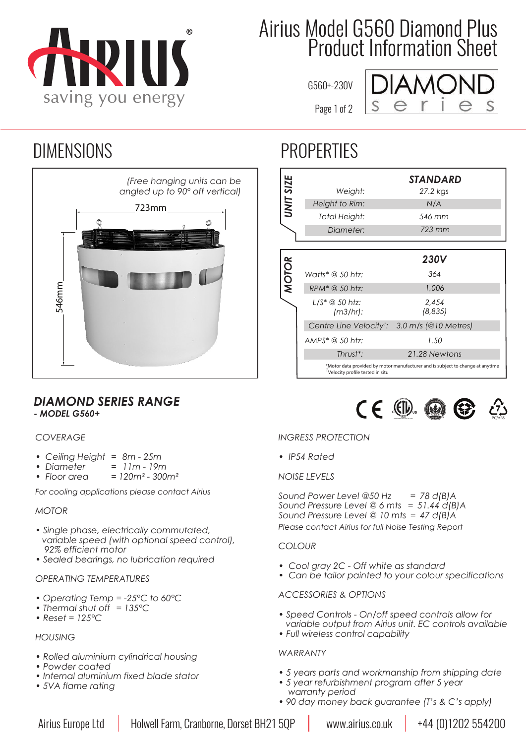# Airius Model G560 Diamond Plus Product Information Sheet

G560+-230V

DIAMOND series

## DIMENSIONS

(Free hanging units can be angled up to 90° off vertical)

723mm

546mm

## PROPERTIES

**UNIT SIZE**

| | STANDARD |
|---|---|
| Weight: | 27.2 kgs |
| Height to Rim: | N/A |
| Total Height: | 546 mm |
| Diameter: | 723 mm |

**MOTOR**

| | 230V |
|---|---|
| Watts* @ 50 htz: | 364 |
| RPM* @ 50 htz: | 1,006 |
| L/S* @ 50 htz: (m3/hr): | 2,454 (8,835) |
| Centre Line Velocity[1]: | 3.0 m/s (@10 Metres) |
| AMPS* @ 50 htz: | 1.50 |
| Thrust*: | 21.28 Newtons |

*Motor data provided by motor manufacturer and is subject to change at anytime
[1]Velocity profile tested in situ

## *DIAMOND SERIES RANGE*
### *- MODEL G560+*

*COVERAGE*

- Ceiling Height = 8m - 25m
- Diameter = 11m - 19m
- Floor area = 120m² - 300m²

*For cooling applications please contact Airius*

*MOTOR*

- Single phase, electrically commutated, variable speed (with optional speed control), 92% efficient motor
- Sealed bearings, no lubrication required

*OPERATING TEMPERATURES*

- Operating Temp = -25°C to 60°C
- Thermal shut off = 135°C
- Reset = 125°C

*HOUSING*

- Rolled aluminium cylindrical housing
- Powder coated
- Internal aluminium fixed blade stator
- 5VA flame rating

*INGRESS PROTECTION*

- IP54 Rated

*NOISE LEVELS*

Sound Power Level @50 Hz = 78 d(B)A
Sound Pressure Level @ 6 mts = 51.44 d(B)A
Sound Pressure Level @ 10 mts = 47 d(B)A

*Please contact Airius for full Noise Testing Report*

*COLOUR*

- Cool gray 2C - Off white as standard
- Can be tailor painted to your colour specifications

*ACCESSORIES & OPTIONS*

- Speed Controls - On/off speed controls allow for variable output from Airius unit. EC controls available
- Full wireless control capability

*WARRANTY*

- 5 years parts and workmanship from shipping date
- 5 year refurbishment program after 5 year warranty period
- 90 day money back guarantee (T's & C's apply)

Airius Europe Ltd | Holwell Farm, Cranborne, Dorset BH21 5QP | www.airius.co.uk | +44 (0)1202 554200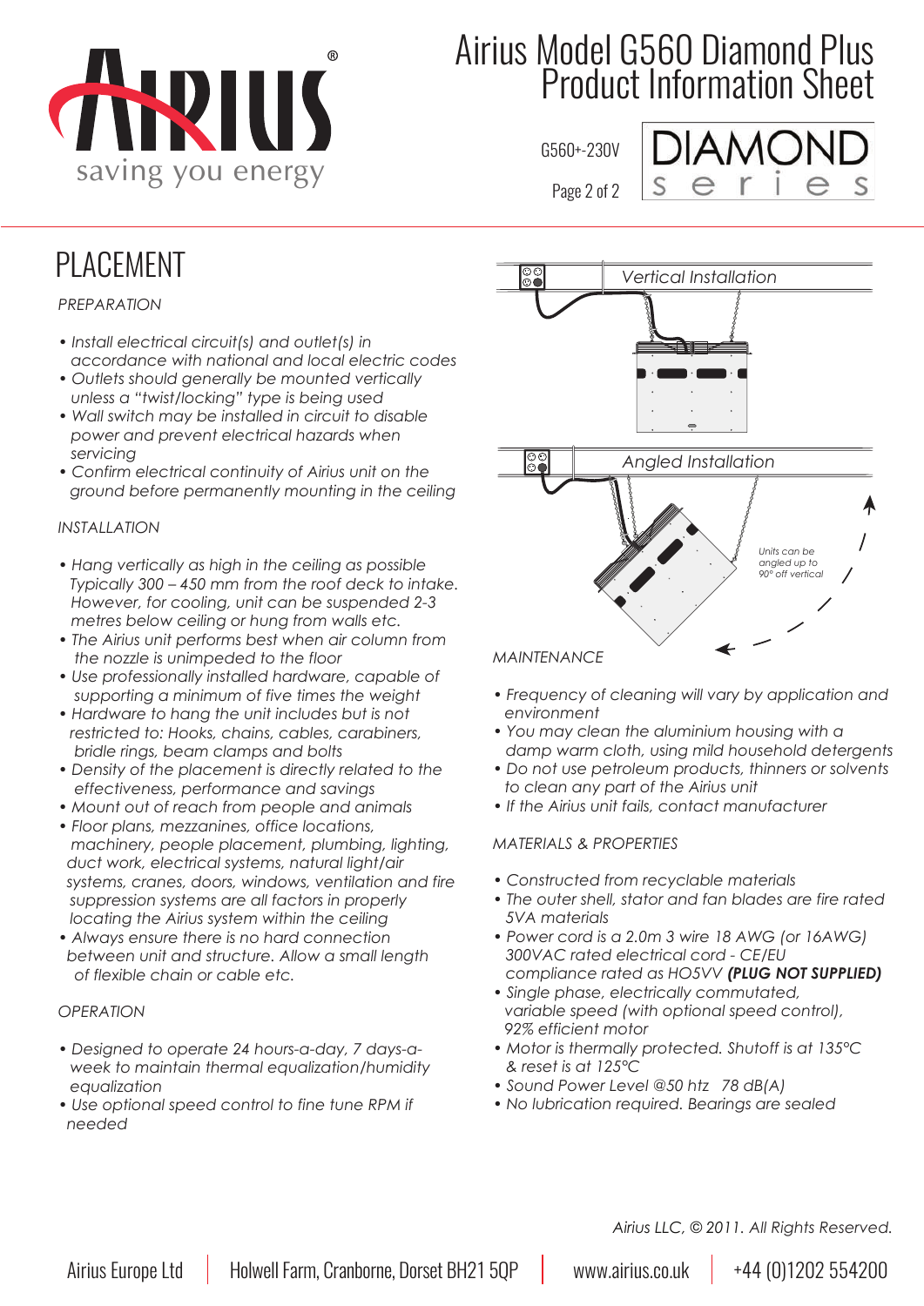# Airius Model G560 Diamond Plus Product Information Sheet

G560+-230V

## PLACEMENT

*PREPARATION*

- *Install electrical circuit(s) and outlet(s) in accordance with national and local electric codes*
- *Outlets should generally be mounted vertically unless a "twist/locking" type is being used*
- *Wall switch may be installed in circuit to disable power and prevent electrical hazards when servicing*
- *Confirm electrical continuity of Airius unit on the ground before permanently mounting in the ceiling*

*INSTALLATION*

- *Hang vertically as high in the ceiling as possible Typically 300 – 450 mm from the roof deck to intake. However, for cooling, unit can be suspended 2-3 metres below ceiling or hung from walls etc.*
- *The Airius unit performs best when air column from the nozzle is unimpeded to the floor*
- *Use professionally installed hardware, capable of supporting a minimum of five times the weight*
- *Hardware to hang the unit includes but is not restricted to: Hooks, chains, cables, carabiners, bridle rings, beam clamps and bolts*
- *Density of the placement is directly related to the effectiveness, performance and savings*
- *Mount out of reach from people and animals*
- *Floor plans, mezzanines, office locations, machinery, people placement, plumbing, lighting, duct work, electrical systems, natural light/air systems, cranes, doors, windows, ventilation and fire suppression systems are all factors in properly locating the Airius system within the ceiling*
- *Always ensure there is no hard connection between unit and structure. Allow a small length of flexible chain or cable etc.*

*OPERATION*

- *Designed to operate 24 hours-a-day, 7 days-a-week to maintain thermal equalization/humidity equalization*
- *Use optional speed control to fine tune RPM if needed*

Vertical Installation

Angled Installation

*Units can be angled up to 90° off vertical*

*MAINTENANCE*

- *Frequency of cleaning will vary by application and environment*
- *You may clean the aluminium housing with a damp warm cloth, using mild household detergents*
- *Do not use petroleum products, thinners or solvents to clean any part of the Airius unit*
- *If the Airius unit fails, contact manufacturer*

*MATERIALS & PROPERTIES*

- *Constructed from recyclable materials*
- *The outer shell, stator and fan blades are fire rated 5VA materials*
- *Power cord is a 2.0m 3 wire 18 AWG (or 16AWG) 300VAC rated electrical cord - CE/EU compliance rated as HO5VV **(PLUG NOT SUPPLIED)***
- *Single phase, electrically commutated, variable speed (with optional speed control), 92% efficient motor*
- *Motor is thermally protected. Shutoff is at 135°C & reset is at 125°C*
- *Sound Power Level @50 htz 78 dB(A)*
- *No lubrication required. Bearings are sealed*

*Airius LLC, © 2011. All Rights Reserved.*

Airius Europe Ltd | Holwell Farm, Cranborne, Dorset BH21 5QP | www.airius.co.uk | +44 (0)1202 554200